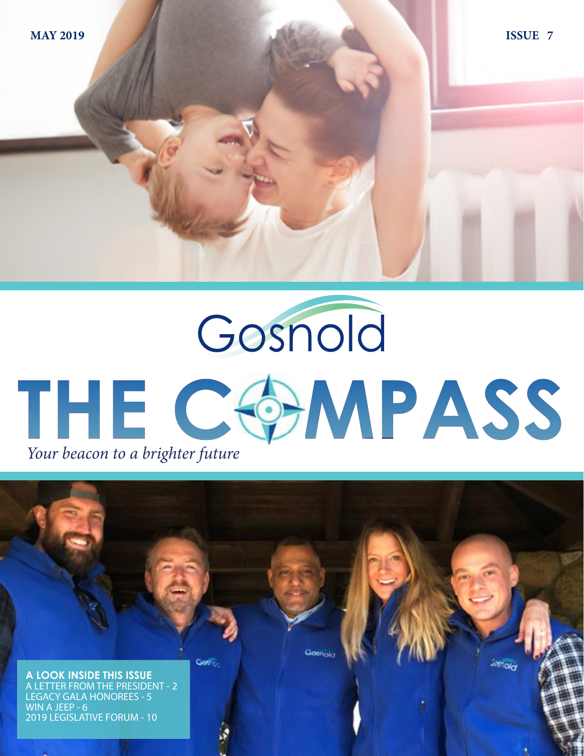MAY 2019

ISSUE 7

Gosnold

# THE COMPASS

*Your beacon to a brighter future*

**A LOOK INSIDE THIS ISSUE**

A LETTER FROM THE PRESIDENT - 2
LEGACY GALA HONOREES - 5
WIN A JEEP - 6
2019 LEGISLATIVE FORUM - 10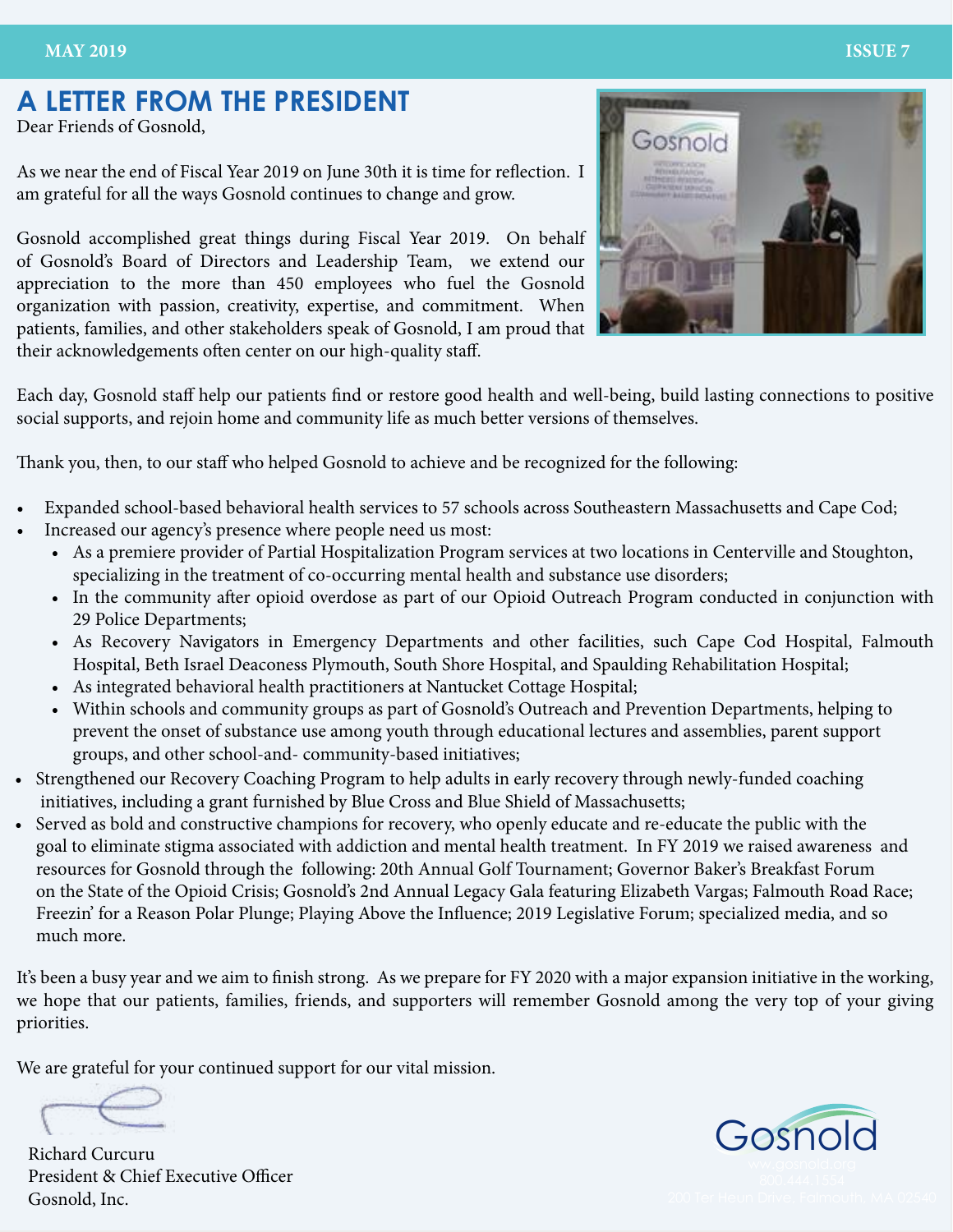# A LETTER FROM THE PRESIDENT

Dear Friends of Gosnold,

As we near the end of Fiscal Year 2019 on June 30th it is time for reflection. I am grateful for all the ways Gosnold continues to change and grow.

Gosnold accomplished great things during Fiscal Year 2019. On behalf of Gosnold's Board of Directors and Leadership Team, we extend our appreciation to the more than 450 employees who fuel the Gosnold organization with passion, creativity, expertise, and commitment. When patients, families, and other stakeholders speak of Gosnold, I am proud that their acknowledgements often center on our high-quality staff.

Each day, Gosnold staff help our patients find or restore good health and well-being, build lasting connections to positive social supports, and rejoin home and community life as much better versions of themselves.

Thank you, then, to our staff who helped Gosnold to achieve and be recognized for the following:

- Expanded school-based behavioral health services to 57 schools across Southeastern Massachusetts and Cape Cod;
- Increased our agency's presence where people need us most:
  - As a premiere provider of Partial Hospitalization Program services at two locations in Centerville and Stoughton, specializing in the treatment of co-occurring mental health and substance use disorders;
  - In the community after opioid overdose as part of our Opioid Outreach Program conducted in conjunction with 29 Police Departments;
  - As Recovery Navigators in Emergency Departments and other facilities, such Cape Cod Hospital, Falmouth Hospital, Beth Israel Deaconess Plymouth, South Shore Hospital, and Spaulding Rehabilitation Hospital;
  - As integrated behavioral health practitioners at Nantucket Cottage Hospital;
  - Within schools and community groups as part of Gosnold's Outreach and Prevention Departments, helping to prevent the onset of substance use among youth through educational lectures and assemblies, parent support groups, and other school-and- community-based initiatives;
- Strengthened our Recovery Coaching Program to help adults in early recovery through newly-funded coaching initiatives, including a grant furnished by Blue Cross and Blue Shield of Massachusetts;
- Served as bold and constructive champions for recovery, who openly educate and re-educate the public with the goal to eliminate stigma associated with addiction and mental health treatment. In FY 2019 we raised awareness and resources for Gosnold through the following: 20th Annual Golf Tournament; Governor Baker's Breakfast Forum on the State of the Opioid Crisis; Gosnold's 2nd Annual Legacy Gala featuring Elizabeth Vargas; Falmouth Road Race; Freezin' for a Reason Polar Plunge; Playing Above the Influence; 2019 Legislative Forum; specialized media, and so much more.

It's been a busy year and we aim to finish strong. As we prepare for FY 2020 with a major expansion initiative in the working, we hope that our patients, families, friends, and supporters will remember Gosnold among the very top of your giving priorities.

We are grateful for your continued support for our vital mission.

Richard Curcuru
President & Chief Executive Officer
Gosnold, Inc.

Gosnold
www.gosnold.org
800.444.1554
200 Ter Heun Drive, Falmouth, MA 02540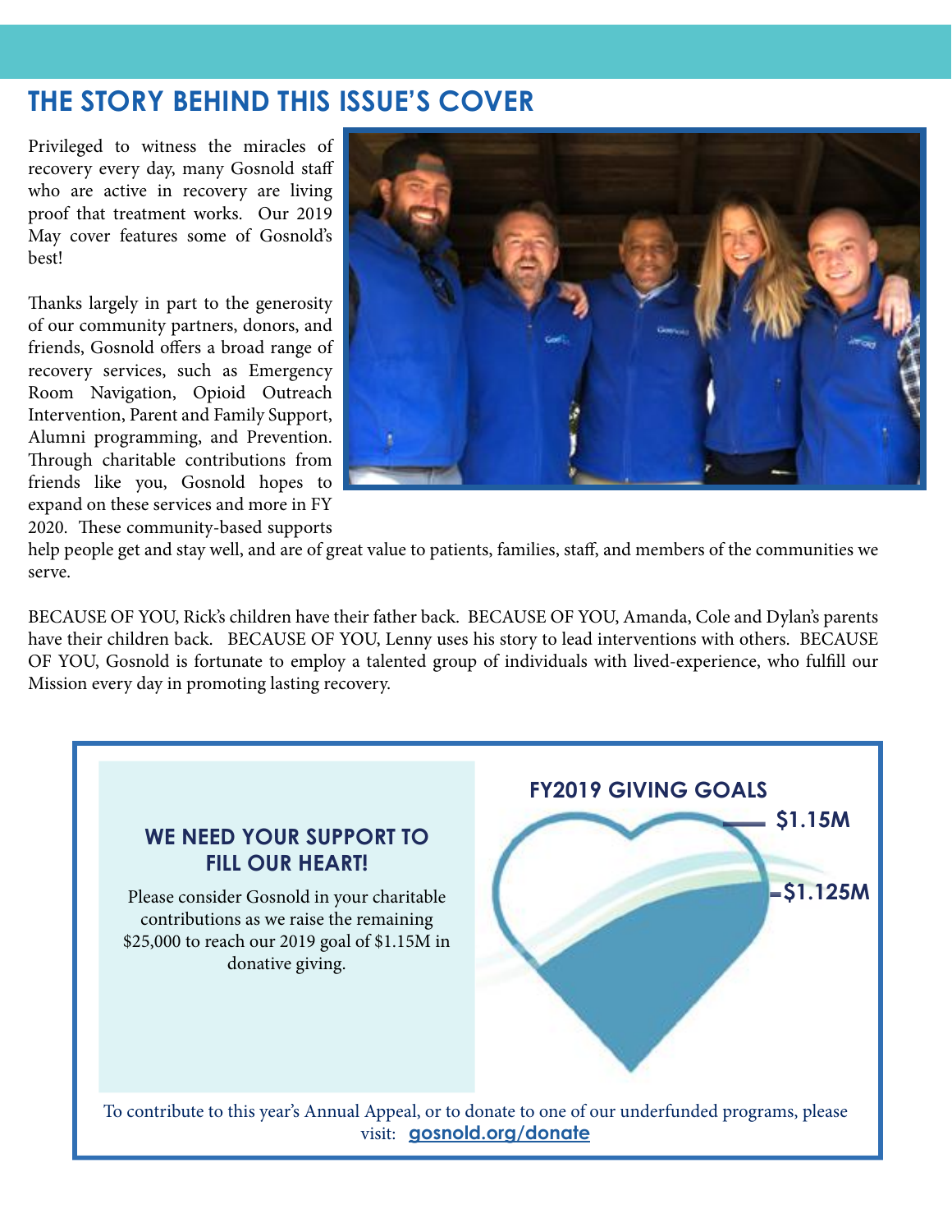## THE STORY BEHIND THIS ISSUE'S COVER

Privileged to witness the miracles of recovery every day, many Gosnold staff who are active in recovery are living proof that treatment works. Our 2019 May cover features some of Gosnold's best!

Thanks largely in part to the generosity of our community partners, donors, and friends, Gosnold offers a broad range of recovery services, such as Emergency Room Navigation, Opioid Outreach Intervention, Parent and Family Support, Alumni programming, and Prevention. Through charitable contributions from friends like you, Gosnold hopes to expand on these services and more in FY 2020. These community-based supports help people get and stay well, and are of great value to patients, families, staff, and members of the communities we serve.

BECAUSE OF YOU, Rick's children have their father back. BECAUSE OF YOU, Amanda, Cole and Dylan's parents have their children back. BECAUSE OF YOU, Lenny uses his story to lead interventions with others. BECAUSE OF YOU, Gosnold is fortunate to employ a talented group of individuals with lived-experience, who fulfill our Mission every day in promoting lasting recovery.

### WE NEED YOUR SUPPORT TO FILL OUR HEART!

Please consider Gosnold in your charitable contributions as we raise the remaining $25,000 to reach our 2019 goal of $1.15M in donative giving.

**FY2019 GIVING GOALS**

$1.15M

$1.125M

To contribute to this year's Annual Appeal, or to donate to one of our underfunded programs, please visit: **gosnold.org/donate**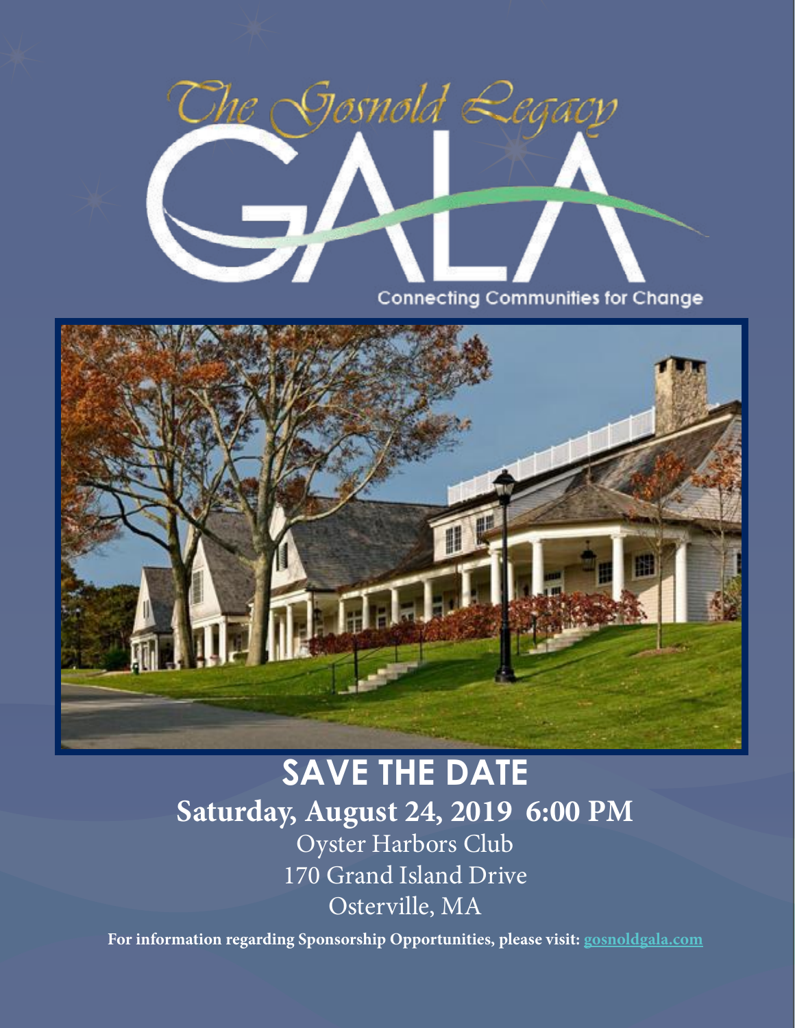# The Gosnold Legacy GALA

Connecting Communities for Change

## SAVE THE DATE

**Saturday, August 24, 2019 6:00 PM**

Oyster Harbors Club

170 Grand Island Drive

Osterville, MA

**For information regarding Sponsorship Opportunities, please visit: gosnoldgala.com**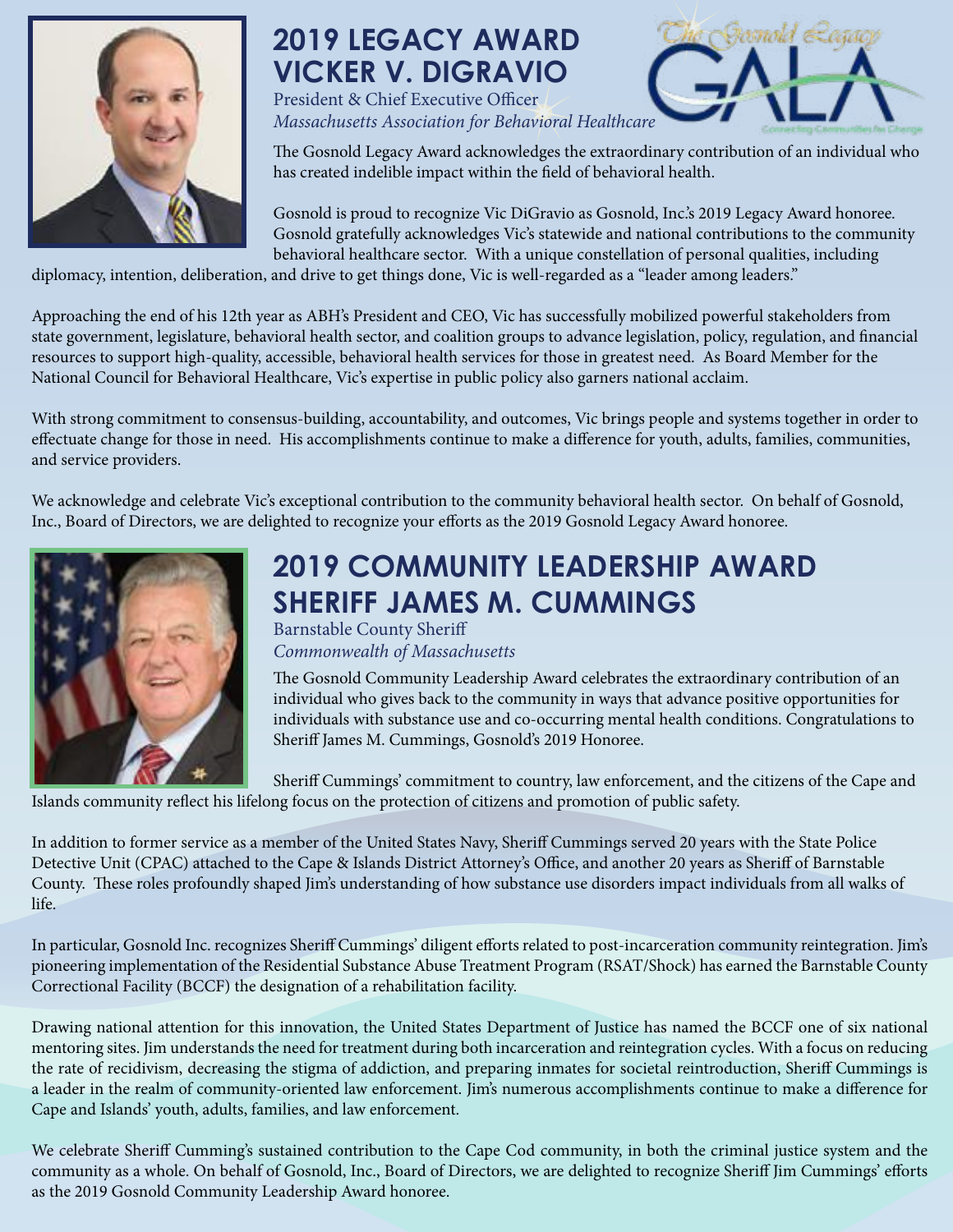# 2019 LEGACY AWARD VICKER V. DIGRAVIO

President & Chief Executive Officer
*Massachusetts Association for Behavioral Healthcare*

The Gosnold Legacy Award acknowledges the extraordinary contribution of an individual who has created indelible impact within the field of behavioral health.

Gosnold is proud to recognize Vic DiGravio as Gosnold, Inc.'s 2019 Legacy Award honoree. Gosnold gratefully acknowledges Vic's statewide and national contributions to the community behavioral healthcare sector. With a unique constellation of personal qualities, including diplomacy, intention, deliberation, and drive to get things done, Vic is well-regarded as a "leader among leaders."

Approaching the end of his 12th year as ABH's President and CEO, Vic has successfully mobilized powerful stakeholders from state government, legislature, behavioral health sector, and coalition groups to advance legislation, policy, regulation, and financial resources to support high-quality, accessible, behavioral health services for those in greatest need. As Board Member for the National Council for Behavioral Healthcare, Vic's expertise in public policy also garners national acclaim.

With strong commitment to consensus-building, accountability, and outcomes, Vic brings people and systems together in order to effectuate change for those in need. His accomplishments continue to make a difference for youth, adults, families, communities, and service providers.

We acknowledge and celebrate Vic's exceptional contribution to the community behavioral health sector. On behalf of Gosnold, Inc., Board of Directors, we are delighted to recognize your efforts as the 2019 Gosnold Legacy Award honoree.

# 2019 COMMUNITY LEADERSHIP AWARD SHERIFF JAMES M. CUMMINGS

Barnstable County Sheriff
*Commonwealth of Massachusetts*

The Gosnold Community Leadership Award celebrates the extraordinary contribution of an individual who gives back to the community in ways that advance positive opportunities for individuals with substance use and co-occurring mental health conditions. Congratulations to Sheriff James M. Cummings, Gosnold's 2019 Honoree.

Sheriff Cummings' commitment to country, law enforcement, and the citizens of the Cape and Islands community reflect his lifelong focus on the protection of citizens and promotion of public safety.

In addition to former service as a member of the United States Navy, Sheriff Cummings served 20 years with the State Police Detective Unit (CPAC) attached to the Cape & Islands District Attorney's Office, and another 20 years as Sheriff of Barnstable County. These roles profoundly shaped Jim's understanding of how substance use disorders impact individuals from all walks of life.

In particular, Gosnold Inc. recognizes Sheriff Cummings' diligent efforts related to post-incarceration community reintegration. Jim's pioneering implementation of the Residential Substance Abuse Treatment Program (RSAT/Shock) has earned the Barnstable County Correctional Facility (BCCF) the designation of a rehabilitation facility.

Drawing national attention for this innovation, the United States Department of Justice has named the BCCF one of six national mentoring sites. Jim understands the need for treatment during both incarceration and reintegration cycles. With a focus on reducing the rate of recidivism, decreasing the stigma of addiction, and preparing inmates for societal reintroduction, Sheriff Cummings is a leader in the realm of community-oriented law enforcement. Jim's numerous accomplishments continue to make a difference for Cape and Islands' youth, adults, families, and law enforcement.

We celebrate Sheriff Cumming's sustained contribution to the Cape Cod community, in both the criminal justice system and the community as a whole. On behalf of Gosnold, Inc., Board of Directors, we are delighted to recognize Sheriff Jim Cummings' efforts as the 2019 Gosnold Community Leadership Award honoree.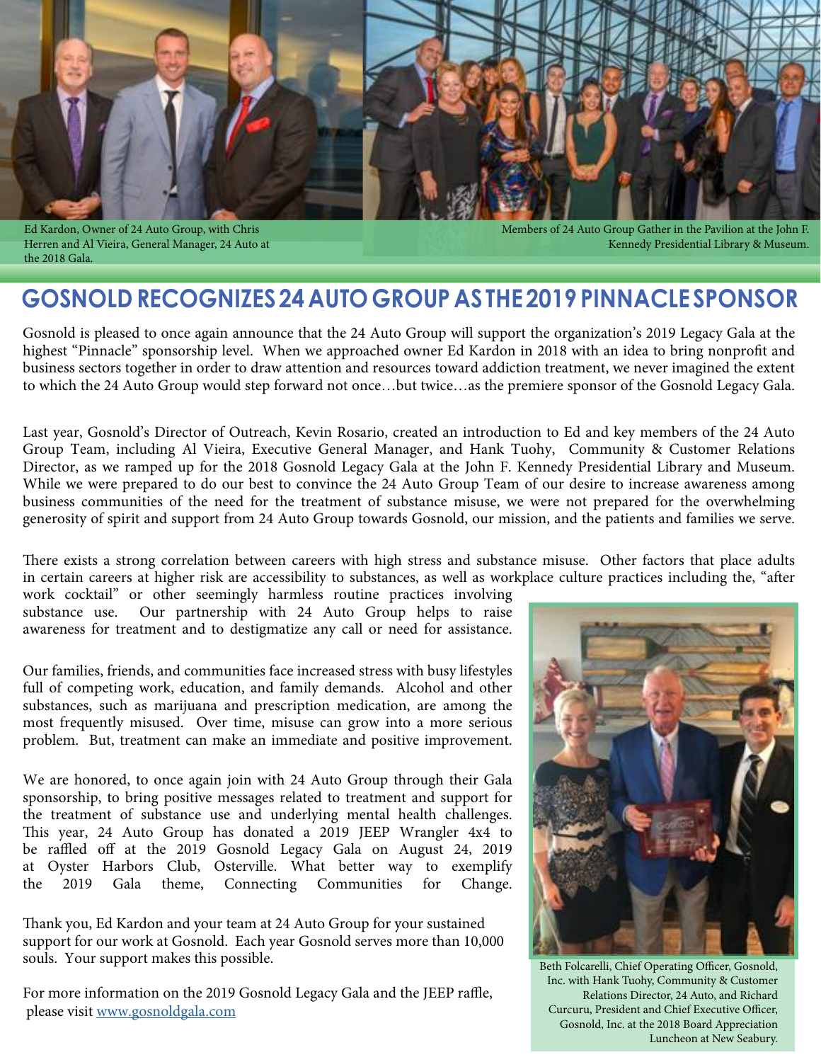Ed Kardon, Owner of 24 Auto Group, with Chris Herren and Al Vieira, General Manager, 24 Auto at the 2018 Gala.

Members of 24 Auto Group Gather in the Pavilion at the John F. Kennedy Presidential Library & Museum.

# GOSNOLD RECOGNIZES 24 AUTO GROUP AS THE 2019 PINNACLE SPONSOR

Gosnold is pleased to once again announce that the 24 Auto Group will support the organization's 2019 Legacy Gala at the highest "Pinnacle" sponsorship level. When we approached owner Ed Kardon in 2018 with an idea to bring nonprofit and business sectors together in order to draw attention and resources toward addiction treatment, we never imagined the extent to which the 24 Auto Group would step forward not once…but twice…as the premiere sponsor of the Gosnold Legacy Gala.

Last year, Gosnold's Director of Outreach, Kevin Rosario, created an introduction to Ed and key members of the 24 Auto Group Team, including Al Vieira, Executive General Manager, and Hank Tuohy, Community & Customer Relations Director, as we ramped up for the 2018 Gosnold Legacy Gala at the John F. Kennedy Presidential Library and Museum. While we were prepared to do our best to convince the 24 Auto Group Team of our desire to increase awareness among business communities of the need for the treatment of substance misuse, we were not prepared for the overwhelming generosity of spirit and support from 24 Auto Group towards Gosnold, our mission, and the patients and families we serve.

There exists a strong correlation between careers with high stress and substance misuse. Other factors that place adults in certain careers at higher risk are accessibility to substances, as well as workplace culture practices including the, "after work cocktail" or other seemingly harmless routine practices involving substance use. Our partnership with 24 Auto Group helps to raise awareness for treatment and to destigmatize any call or need for assistance.

Our families, friends, and communities face increased stress with busy lifestyles full of competing work, education, and family demands. Alcohol and other substances, such as marijuana and prescription medication, are among the most frequently misused. Over time, misuse can grow into a more serious problem. But, treatment can make an immediate and positive improvement.

We are honored, to once again join with 24 Auto Group through their Gala sponsorship, to bring positive messages related to treatment and support for the treatment of substance use and underlying mental health challenges. This year, 24 Auto Group has donated a 2019 JEEP Wrangler 4x4 to be raffled off at the 2019 Gosnold Legacy Gala on August 24, 2019 at Oyster Harbors Club, Osterville. What better way to exemplify the 2019 Gala theme, Connecting Communities for Change.

Thank you, Ed Kardon and your team at 24 Auto Group for your sustained support for our work at Gosnold. Each year Gosnold serves more than 10,000 souls. Your support makes this possible.

For more information on the 2019 Gosnold Legacy Gala and the JEEP raffle, please visit [www.gosnoldgala.com](http://www.gosnoldgala.com)

Beth Folcarelli, Chief Operating Officer, Gosnold, Inc. with Hank Tuohy, Community & Customer Relations Director, 24 Auto, and Richard Curcuru, President and Chief Executive Officer, Gosnold, Inc. at the 2018 Board Appreciation Luncheon at New Seabury.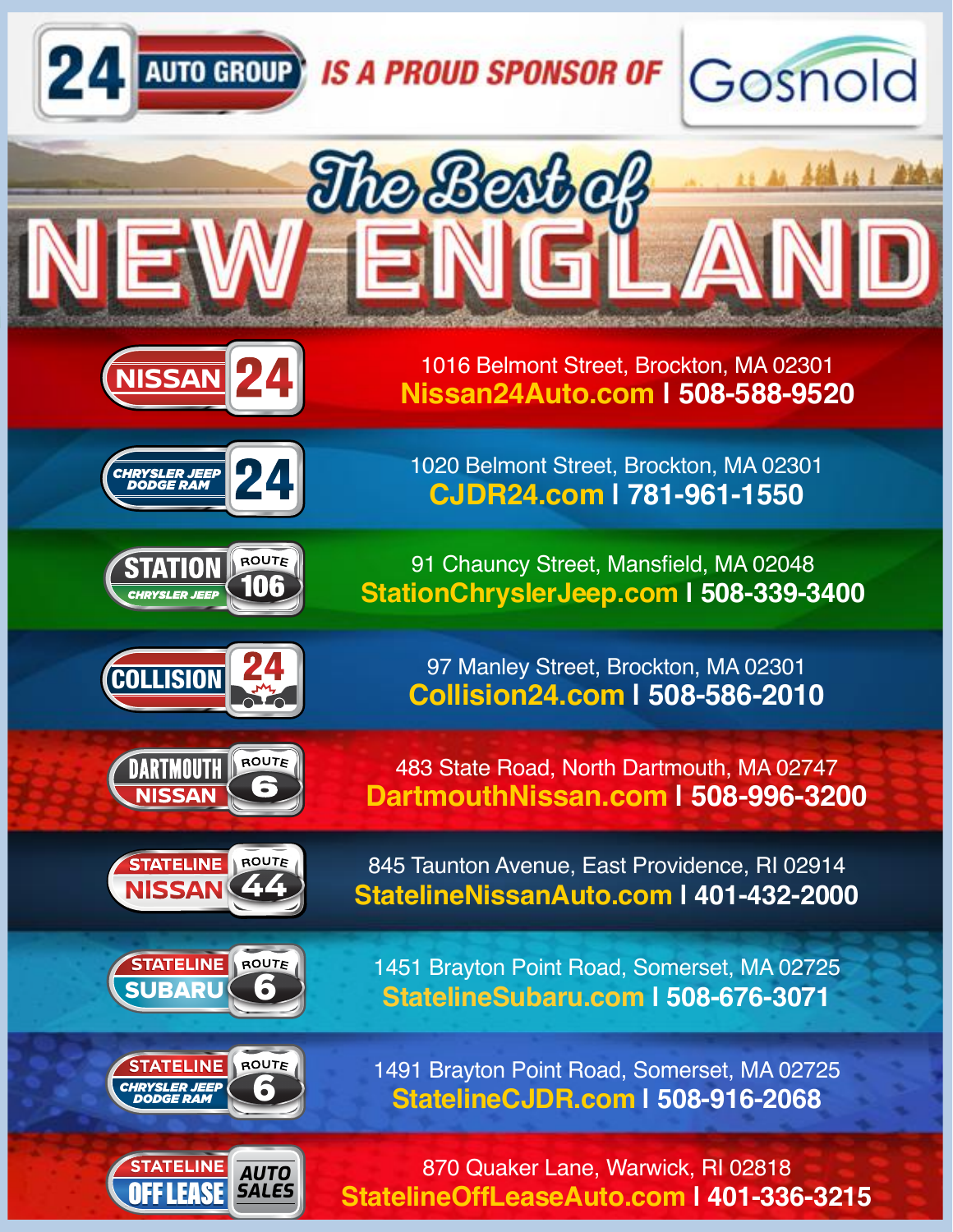# 24 AUTO GROUP IS A PROUD SPONSOR OF Gosnold

## The Best of NEW ENGLAND

**NISSAN 24**
1016 Belmont Street, Brockton, MA 02301
**Nissan24Auto.com | 508-588-9520**

**CHRYSLER JEEP DODGE RAM 24**
1020 Belmont Street, Brockton, MA 02301
**CJDR24.com | 781-961-1550**

**STATION CHRYSLER JEEP ROUTE 106**
91 Chauncy Street, Mansfield, MA 02048
**StationChryslerJeep.com | 508-339-3400**

**COLLISION 24**
97 Manley Street, Brockton, MA 02301
**Collision24.com | 508-586-2010**

**DARTMOUTH NISSAN ROUTE 6**
483 State Road, North Dartmouth, MA 02747
**DartmouthNissan.com | 508-996-3200**

**STATELINE NISSAN ROUTE 44**
845 Taunton Avenue, East Providence, RI 02914
**StatelineNissanAuto.com | 401-432-2000**

**STATELINE SUBARU ROUTE 6**
1451 Brayton Point Road, Somerset, MA 02725
**StatelineSubaru.com | 508-676-3071**

**STATELINE CHRYSLER JEEP DODGE RAM ROUTE 6**
1491 Brayton Point Road, Somerset, MA 02725
**StatelineCJDR.com | 508-916-2068**

**STATELINE OFF LEASE AUTO SALES**
870 Quaker Lane, Warwick, RI 02818
**StatelineOffLeaseAuto.com | 401-336-3215**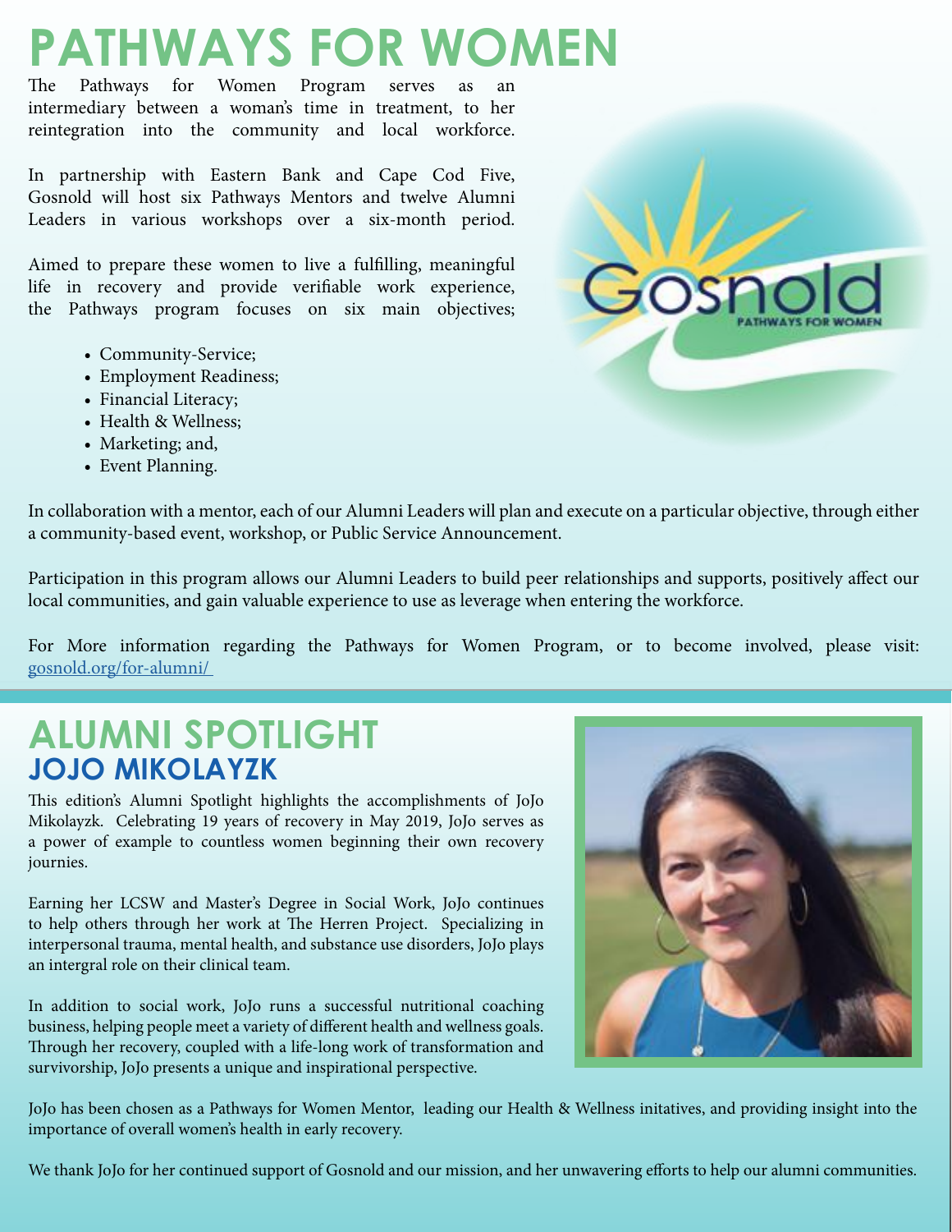# PATHWAYS FOR WOMEN

The Pathways for Women Program serves as an intermediary between a woman's time in treatment, to her reintegration into the community and local workforce.

In partnership with Eastern Bank and Cape Cod Five, Gosnold will host six Pathways Mentors and twelve Alumni Leaders in various workshops over a six-month period.

Aimed to prepare these women to live a fulfilling, meaningful life in recovery and provide verifiable work experience, the Pathways program focuses on six main objectives;

- Community-Service;
- Employment Readiness;
- Financial Literacy;
- Health & Wellness;
- Marketing; and,
- Event Planning.

In collaboration with a mentor, each of our Alumni Leaders will plan and execute on a particular objective, through either a community-based event, workshop, or Public Service Announcement.

Participation in this program allows our Alumni Leaders to build peer relationships and supports, positively affect our local communities, and gain valuable experience to use as leverage when entering the workforce.

For More information regarding the Pathways for Women Program, or to become involved, please visit: gosnold.org/for-alumni/

# ALUMNI SPOTLIGHT

## JOJO MIKOLAYZK

This edition's Alumni Spotlight highlights the accomplishments of JoJo Mikolayzk. Celebrating 19 years of recovery in May 2019, JoJo serves as a power of example to countless women beginning their own recovery journies.

Earning her LCSW and Master's Degree in Social Work, JoJo continues to help others through her work at The Herren Project. Specializing in interpersonal trauma, mental health, and substance use disorders, JoJo plays an intergral role on their clinical team.

In addition to social work, JoJo runs a successful nutritional coaching business, helping people meet a variety of different health and wellness goals. Through her recovery, coupled with a life-long work of transformation and survivorship, JoJo presents a unique and inspirational perspective.

JoJo has been chosen as a Pathways for Women Mentor, leading our Health & Wellness initatives, and providing insight into the importance of overall women's health in early recovery.

We thank JoJo for her continued support of Gosnold and our mission, and her unwavering efforts to help our alumni communities.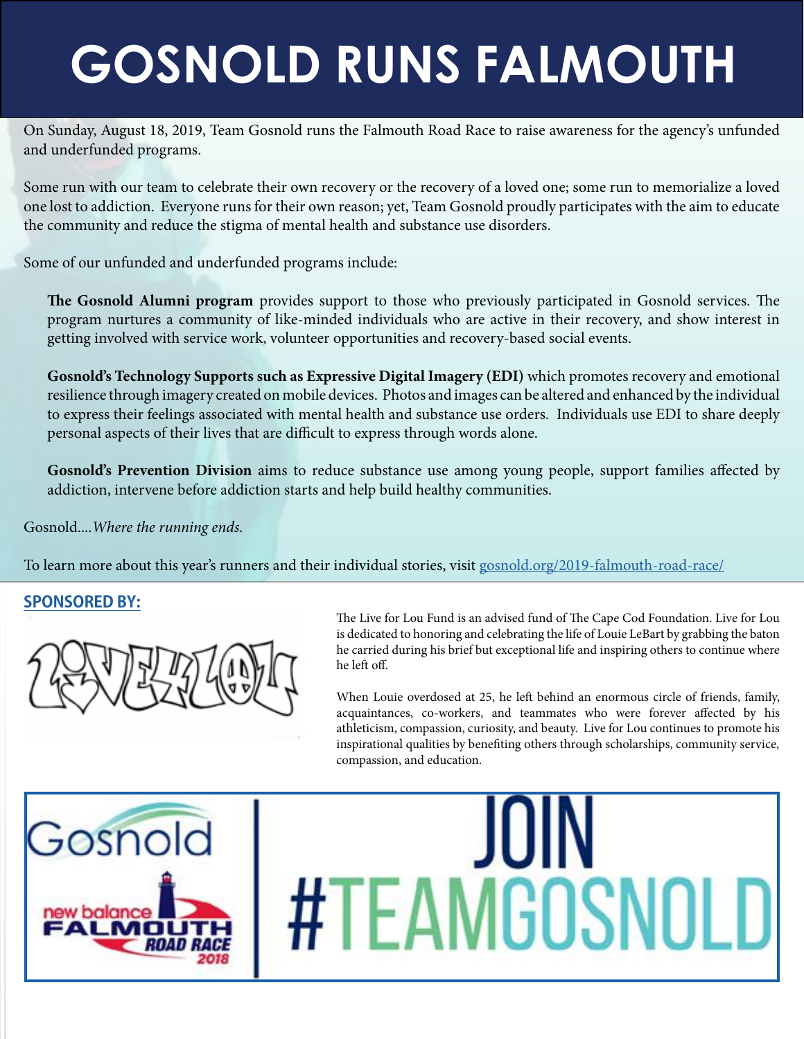# GOSNOLD RUNS FALMOUTH

On Sunday, August 18, 2019, Team Gosnold runs the Falmouth Road Race to raise awareness for the agency's unfunded and underfunded programs.

Some run with our team to celebrate their own recovery or the recovery of a loved one; some run to memorialize a loved one lost to addiction. Everyone runs for their own reason; yet, Team Gosnold proudly participates with the aim to educate the community and reduce the stigma of mental health and substance use disorders.

Some of our unfunded and underfunded programs include:

**The Gosnold Alumni program** provides support to those who previously participated in Gosnold services. The program nurtures a community of like-minded individuals who are active in their recovery, and show interest in getting involved with service work, volunteer opportunities and recovery-based social events.

**Gosnold's Technology Supports such as Expressive Digital Imagery (EDI)** which promotes recovery and emotional resilience through imagery created on mobile devices. Photos and images can be altered and enhanced by the individual to express their feelings associated with mental health and substance use orders. Individuals use EDI to share deeply personal aspects of their lives that are difficult to express through words alone.

**Gosnold's Prevention Division** aims to reduce substance use among young people, support families affected by addiction, intervene before addiction starts and help build healthy communities.

Gosnold....*Where the running ends.*

To learn more about this year's runners and their individual stories, visit gosnold.org/2019-falmouth-road-race/

**SPONSORED BY:**

LIVE4LOU

The Live for Lou Fund is an advised fund of The Cape Cod Foundation. Live for Lou is dedicated to honoring and celebrating the life of Louie LeBart by grabbing the baton he carried during his brief but exceptional life and inspiring others to continue where he left off.

When Louie overdosed at 25, he left behind an enormous circle of friends, family, acquaintances, co-workers, and teammates who were forever affected by his athleticism, compassion, curiosity, and beauty. Live for Lou continues to promote his inspirational qualities by benefiting others through scholarships, community service, compassion, and education.

Gosnold | new balance FALMOUTH ROAD RACE 2018

JOIN #TEAMGOSNOLD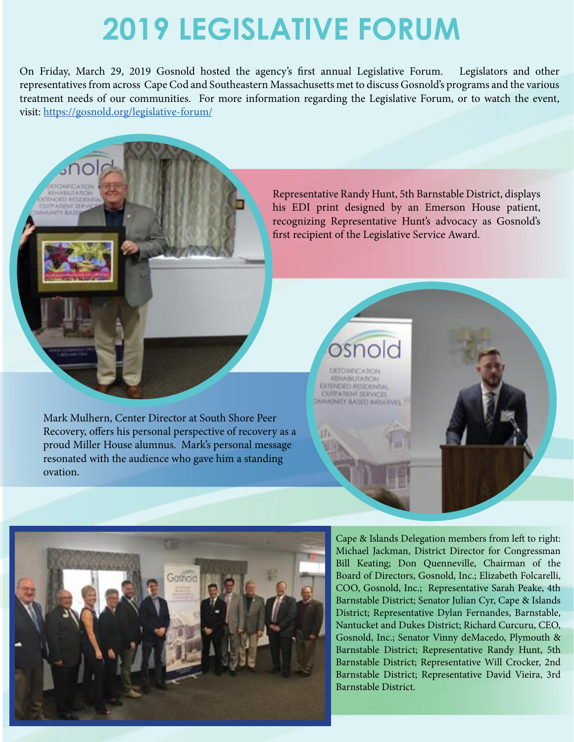# 2019 LEGISLATIVE FORUM

On Friday, March 29, 2019 Gosnold hosted the agency's first annual Legislative Forum. Legislators and other representatives from across Cape Cod and Southeastern Massachusetts met to discuss Gosnold's programs and the various treatment needs of our communities. For more information regarding the Legislative Forum, or to watch the event, visit: https://gosnold.org/legislative-forum/

Representative Randy Hunt, 5th Barnstable District, displays his EDI print designed by an Emerson House patient, recognizing Representative Hunt's advocacy as Gosnold's first recipient of the Legislative Service Award.

Mark Mulhern, Center Director at South Shore Peer Recovery, offers his personal perspective of recovery as a proud Miller House alumnus. Mark's personal message resonated with the audience who gave him a standing ovation.

Cape & Islands Delegation members from left to right: Michael Jackman, District Director for Congressman Bill Keating; Don Quenneville, Chairman of the Board of Directors, Gosnold, Inc.; Elizabeth Folcarelli, COO, Gosnold, Inc.; Representative Sarah Peake, 4th Barnstable District; Senator Julian Cyr, Cape & Islands District; Representative Dylan Fernandes, Barnstable, Nantucket and Dukes District; Richard Curcuru, CEO, Gosnold, Inc.; Senator Vinny deMacedo, Plymouth & Barnstable District; Representative Randy Hunt, 5th Barnstable District; Representative Will Crocker, 2nd Barnstable District; Representative David Vieira, 3rd Barnstable District.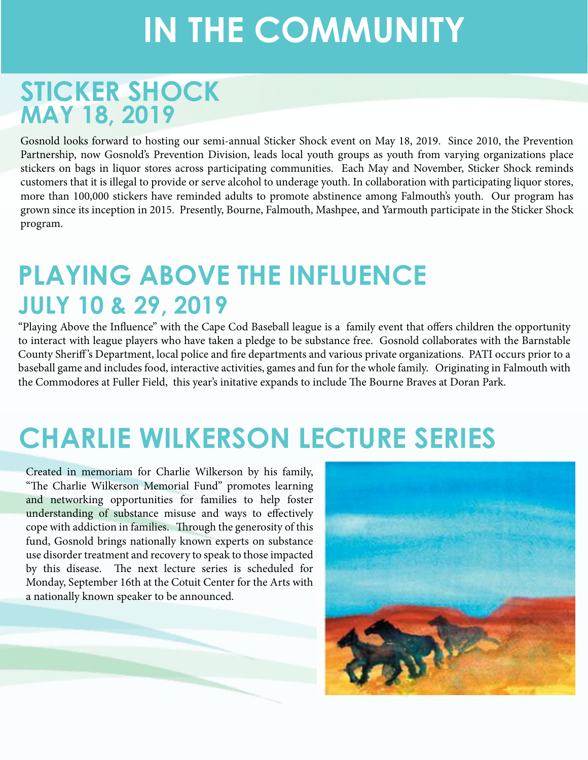# IN THE COMMUNITY

## STICKER SHOCK
## MAY 18, 2019

Gosnold looks forward to hosting our semi-annual Sticker Shock event on May 18, 2019. Since 2010, the Prevention Partnership, now Gosnold's Prevention Division, leads local youth groups as youth from varying organizations place stickers on bags in liquor stores across participating communities. Each May and November, Sticker Shock reminds customers that it is illegal to provide or serve alcohol to underage youth. In collaboration with participating liquor stores, more than 100,000 stickers have reminded adults to promote abstinence among Falmouth's youth. Our program has grown since its inception in 2015. Presently, Bourne, Falmouth, Mashpee, and Yarmouth participate in the Sticker Shock program.

## PLAYING ABOVE THE INFLUENCE
## JULY 10 & 29, 2019

"Playing Above the Influence" with the Cape Cod Baseball league is a family event that offers children the opportunity to interact with league players who have taken a pledge to be substance free. Gosnold collaborates with the Barnstable County Sheriff's Department, local police and fire departments and various private organizations. PATI occurs prior to a baseball game and includes food, interactive activities, games and fun for the whole family. Originating in Falmouth with the Commodores at Fuller Field, this year's initative expands to include The Bourne Braves at Doran Park.

## CHARLIE WILKERSON LECTURE SERIES

Created in memoriam for Charlie Wilkerson by his family, "The Charlie Wilkerson Memorial Fund" promotes learning and networking opportunities for families to help foster understanding of substance misuse and ways to effectively cope with addiction in families. Through the generosity of this fund, Gosnold brings nationally known experts on substance use disorder treatment and recovery to speak to those impacted by this disease. The next lecture series is scheduled for Monday, September 16th at the Cotuit Center for the Arts with a nationally known speaker to be announced.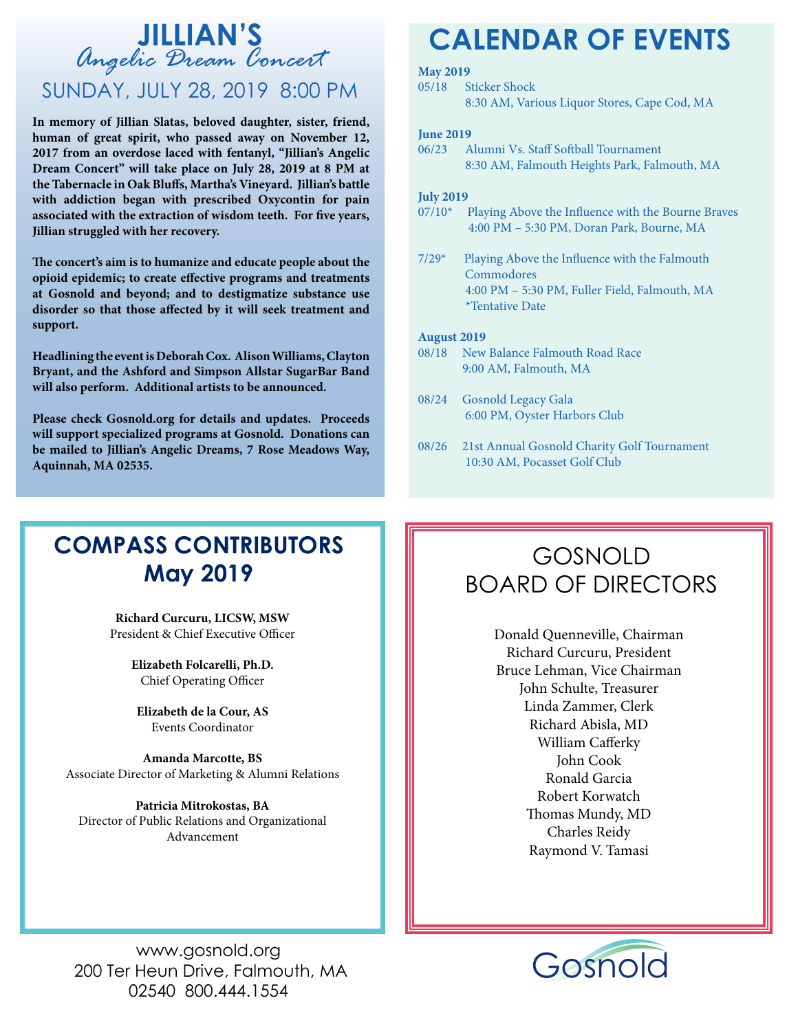# JILLIAN'S

*Angelic Dream Concert*

## SUNDAY, JULY 28, 2019 8:00 PM

**In memory of Jillian Slatas, beloved daughter, sister, friend, human of great spirit, who passed away on November 12, 2017 from an overdose laced with fentanyl, "Jillian's Angelic Dream Concert" will take place on July 28, 2019 at 8 PM at the Tabernacle in Oak Bluffs, Martha's Vineyard. Jillian's battle with addiction began with prescribed Oxycontin for pain associated with the extraction of wisdom teeth. For five years, Jillian struggled with her recovery.**

**The concert's aim is to humanize and educate people about the opioid epidemic; to create effective programs and treatments at Gosnold and beyond; and to destigmatize substance use disorder so that those affected by it will seek treatment and support.**

**Headlining the event is Deborah Cox. Alison Williams, Clayton Bryant, and the Ashford and Simpson Allstar SugarBar Band will also perform. Additional artists to be announced.**

**Please check Gosnold.org for details and updates. Proceeds will support specialized programs at Gosnold. Donations can be mailed to Jillian's Angelic Dreams, 7 Rose Meadows Way, Aquinnah, MA 02535.**

# CALENDAR OF EVENTS

**May 2019**

05/18 Sticker Shock
8:30 AM, Various Liquor Stores, Cape Cod, MA

**June 2019**

06/23 Alumni Vs. Staff Softball Tournament
8:30 AM, Falmouth Heights Park, Falmouth, MA

**July 2019**

07/10* Playing Above the Influence with the Bourne Braves
4:00 PM – 5:30 PM, Doran Park, Bourne, MA

7/29* Playing Above the Influence with the Falmouth Commodores
4:00 PM – 5:30 PM, Fuller Field, Falmouth, MA
*Tentative Date

**August 2019**

08/18 New Balance Falmouth Road Race
9:00 AM, Falmouth, MA

08/24 Gosnold Legacy Gala
6:00 PM, Oyster Harbors Club

08/26 21st Annual Gosnold Charity Golf Tournament
10:30 AM, Pocasset Golf Club

# COMPASS CONTRIBUTORS May 2019

**Richard Curcuru, LICSW, MSW**
President & Chief Executive Officer

**Elizabeth Folcarelli, Ph.D.**
Chief Operating Officer

**Elizabeth de la Cour, AS**
Events Coordinator

**Amanda Marcotte, BS**
Associate Director of Marketing & Alumni Relations

**Patricia Mitrokostas, BA**
Director of Public Relations and Organizational Advancement

# GOSNOLD BOARD OF DIRECTORS

Donald Quenneville, Chairman
Richard Curcuru, President
Bruce Lehman, Vice Chairman
John Schulte, Treasurer
Linda Zammer, Clerk
Richard Abisla, MD
William Cafferky
John Cook
Ronald Garcia
Robert Korwatch
Thomas Mundy, MD
Charles Reidy
Raymond V. Tamasi

www.gosnold.org
200 Ter Heun Drive, Falmouth, MA
02540 800.444.1554

Gosnold